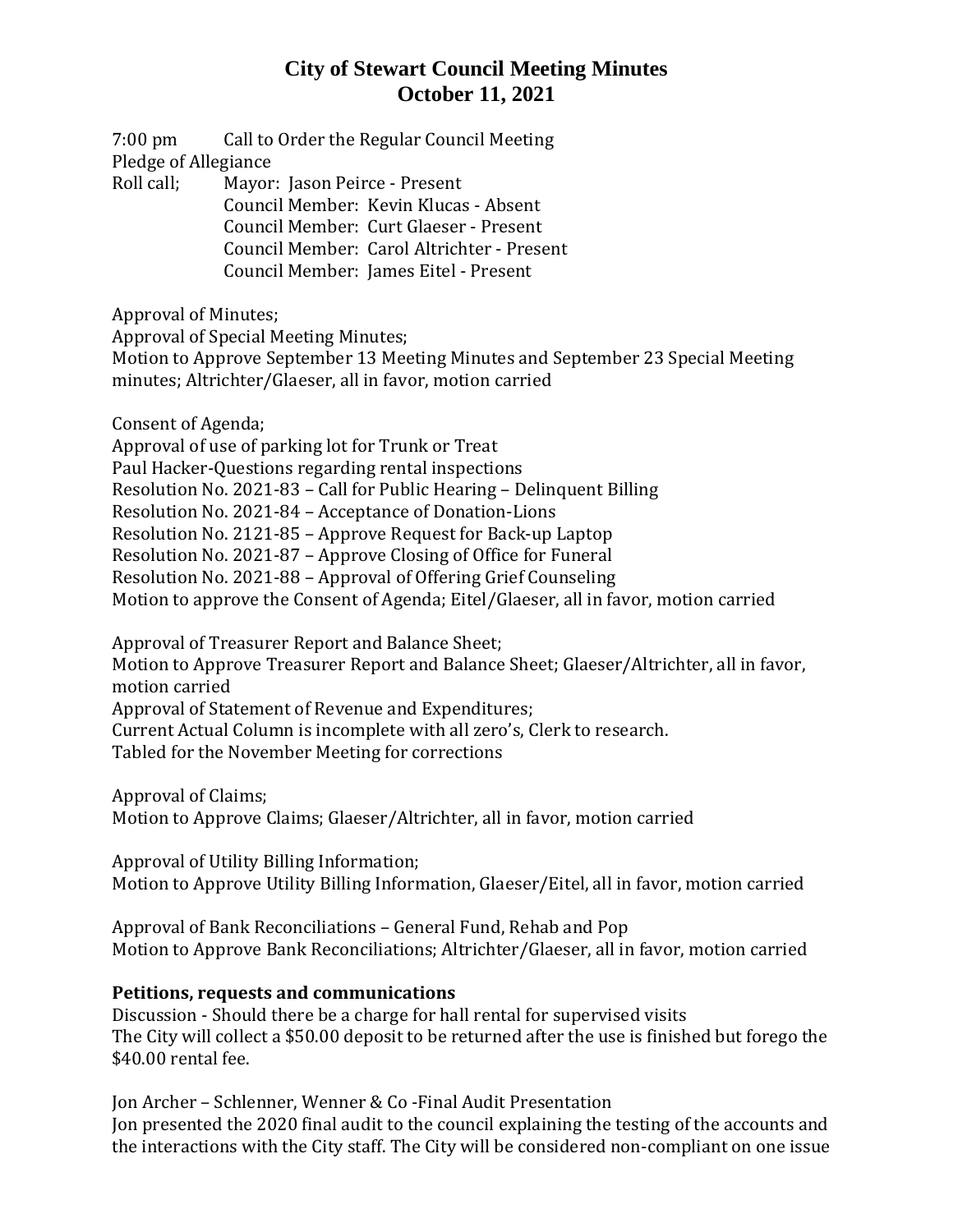# City of Stewart Council Meeting Minutes
# October 11, 2021

7:00 pm Call to Order the Regular Council Meeting
Pledge of Allegiance
Roll call; Mayor: Jason Peirce - Present
Council Member: Kevin Klucas - Absent
Council Member: Curt Glaeser - Present
Council Member: Carol Altrichter - Present
Council Member: James Eitel - Present

Approval of Minutes;
Approval of Special Meeting Minutes;
Motion to Approve September 13 Meeting Minutes and September 23 Special Meeting minutes; Altrichter/Glaeser, all in favor, motion carried

Consent of Agenda;
Approval of use of parking lot for Trunk or Treat
Paul Hacker-Questions regarding rental inspections
Resolution No. 2021-83 – Call for Public Hearing – Delinquent Billing
Resolution No. 2021-84 – Acceptance of Donation-Lions
Resolution No. 2121-85 – Approve Request for Back-up Laptop
Resolution No. 2021-87 – Approve Closing of Office for Funeral
Resolution No. 2021-88 – Approval of Offering Grief Counseling
Motion to approve the Consent of Agenda; Eitel/Glaeser, all in favor, motion carried

Approval of Treasurer Report and Balance Sheet;
Motion to Approve Treasurer Report and Balance Sheet; Glaeser/Altrichter, all in favor, motion carried
Approval of Statement of Revenue and Expenditures;
Current Actual Column is incomplete with all zero's, Clerk to research.
Tabled for the November Meeting for corrections

Approval of Claims;
Motion to Approve Claims; Glaeser/Altrichter, all in favor, motion carried

Approval of Utility Billing Information;
Motion to Approve Utility Billing Information, Glaeser/Eitel, all in favor, motion carried

Approval of Bank Reconciliations – General Fund, Rehab and Pop
Motion to Approve Bank Reconciliations; Altrichter/Glaeser, all in favor, motion carried

**Petitions, requests and communications**
Discussion - Should there be a charge for hall rental for supervised visits
The City will collect a $50.00 deposit to be returned after the use is finished but forego the $40.00 rental fee.

Jon Archer – Schlenner, Wenner & Co -Final Audit Presentation
Jon presented the 2020 final audit to the council explaining the testing of the accounts and the interactions with the City staff. The City will be considered non-compliant on one issue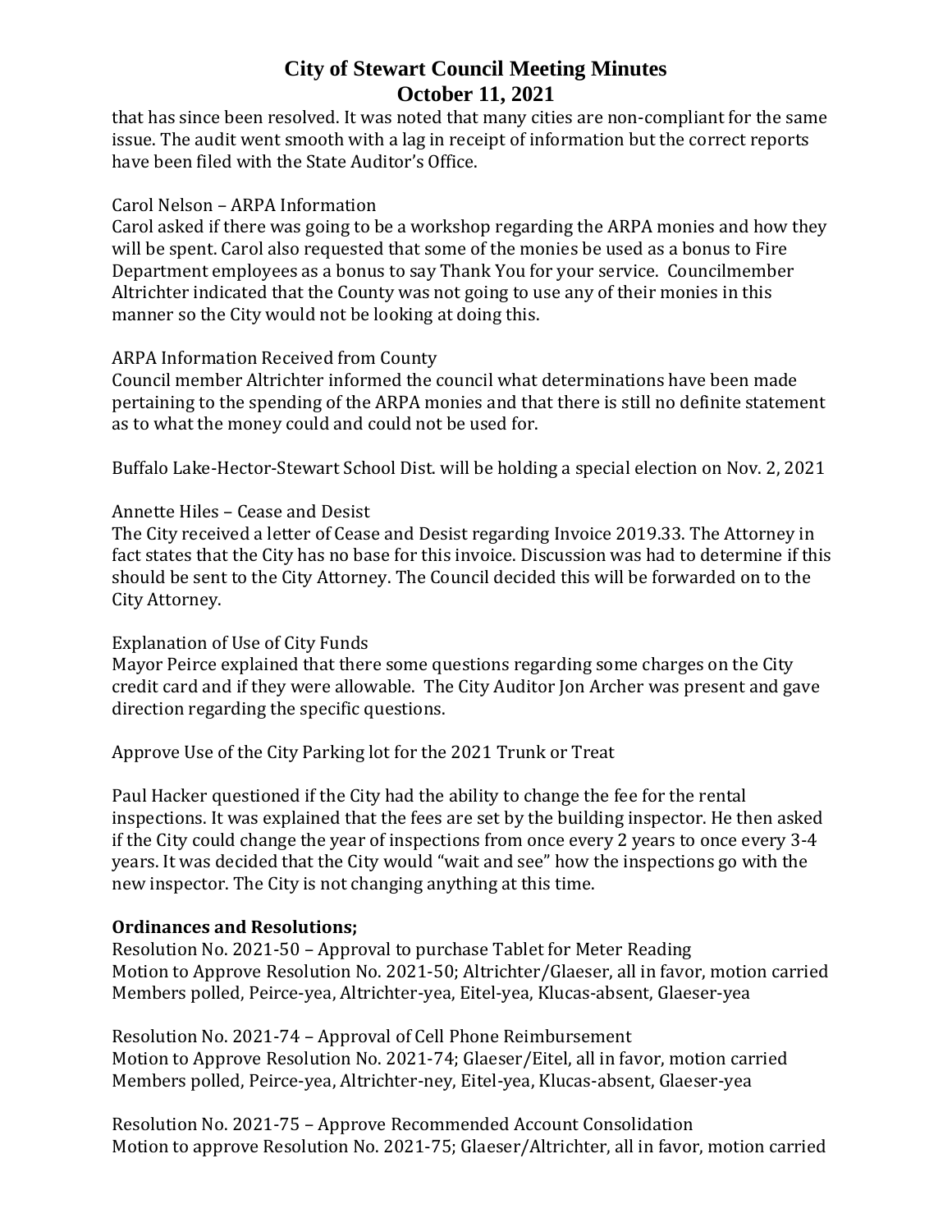that has since been resolved. It was noted that many cities are non-compliant for the same issue. The audit went smooth with a lag in receipt of information but the correct reports have been filed with the State Auditor's Office.

Carol Nelson – ARPA Information
Carol asked if there was going to be a workshop regarding the ARPA monies and how they will be spent. Carol also requested that some of the monies be used as a bonus to Fire Department employees as a bonus to say Thank You for your service. Councilmember Altrichter indicated that the County was not going to use any of their monies in this manner so the City would not be looking at doing this.

ARPA Information Received from County
Council member Altrichter informed the council what determinations have been made pertaining to the spending of the ARPA monies and that there is still no definite statement as to what the money could and could not be used for.

Buffalo Lake-Hector-Stewart School Dist. will be holding a special election on Nov. 2, 2021

Annette Hiles – Cease and Desist
The City received a letter of Cease and Desist regarding Invoice 2019.33. The Attorney in fact states that the City has no base for this invoice. Discussion was had to determine if this should be sent to the City Attorney. The Council decided this will be forwarded on to the City Attorney.

Explanation of Use of City Funds
Mayor Peirce explained that there some questions regarding some charges on the City credit card and if they were allowable. The City Auditor Jon Archer was present and gave direction regarding the specific questions.

Approve Use of the City Parking lot for the 2021 Trunk or Treat

Paul Hacker questioned if the City had the ability to change the fee for the rental inspections. It was explained that the fees are set by the building inspector. He then asked if the City could change the year of inspections from once every 2 years to once every 3-4 years. It was decided that the City would "wait and see" how the inspections go with the new inspector. The City is not changing anything at this time.

**Ordinances and Resolutions;**
Resolution No. 2021-50 – Approval to purchase Tablet for Meter Reading
Motion to Approve Resolution No. 2021-50; Altrichter/Glaeser, all in favor, motion carried
Members polled, Peirce-yea, Altrichter-yea, Eitel-yea, Klucas-absent, Glaeser-yea

Resolution No. 2021-74 – Approval of Cell Phone Reimbursement
Motion to Approve Resolution No. 2021-74; Glaeser/Eitel, all in favor, motion carried
Members polled, Peirce-yea, Altrichter-ney, Eitel-yea, Klucas-absent, Glaeser-yea

Resolution No. 2021-75 – Approve Recommended Account Consolidation
Motion to approve Resolution No. 2021-75; Glaeser/Altrichter, all in favor, motion carried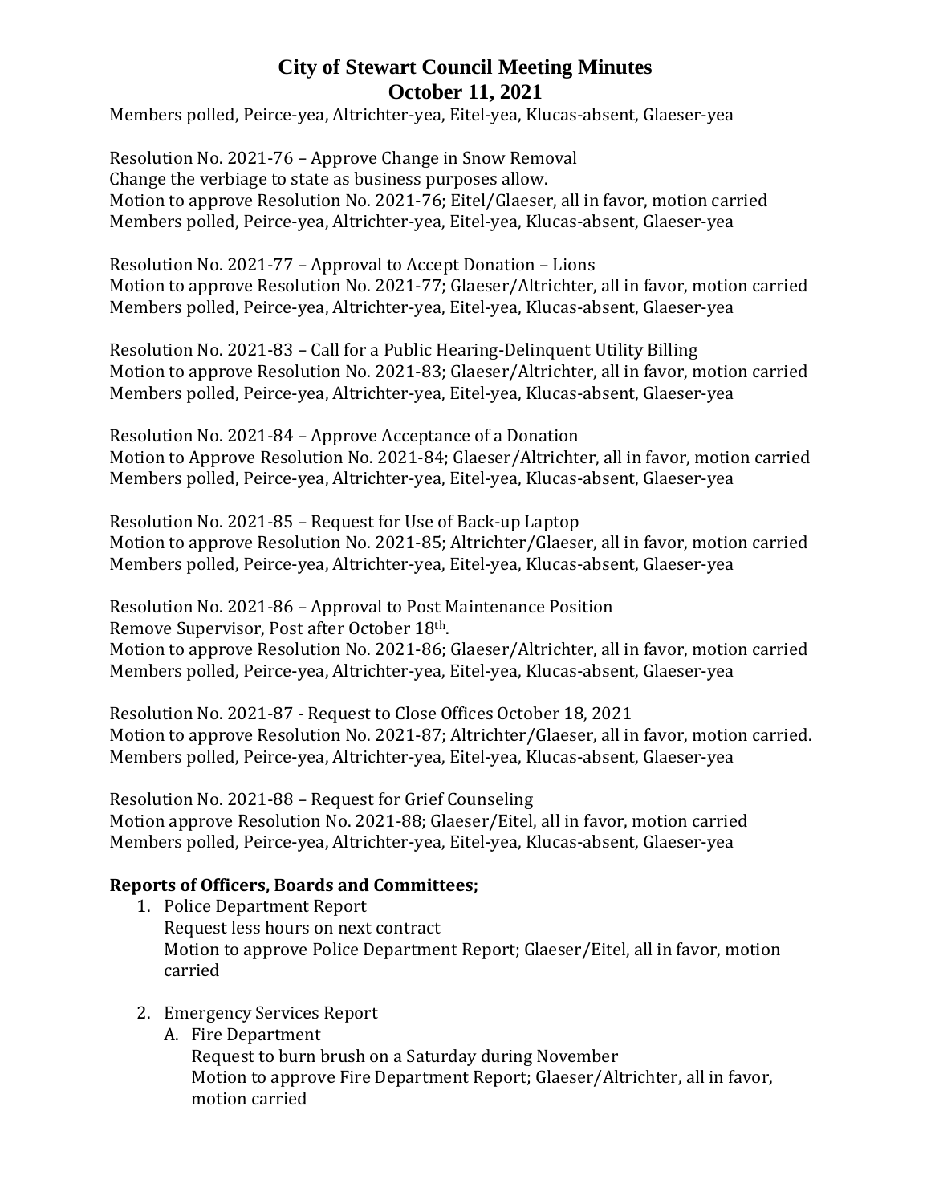# City of Stewart Council Meeting Minutes
# October 11, 2021

Members polled, Peirce-yea, Altrichter-yea, Eitel-yea, Klucas-absent, Glaeser-yea

Resolution No. 2021-76 – Approve Change in Snow Removal
Change the verbiage to state as business purposes allow.
Motion to approve Resolution No. 2021-76; Eitel/Glaeser, all in favor, motion carried
Members polled, Peirce-yea, Altrichter-yea, Eitel-yea, Klucas-absent, Glaeser-yea

Resolution No. 2021-77 – Approval to Accept Donation – Lions
Motion to approve Resolution No. 2021-77; Glaeser/Altrichter, all in favor, motion carried
Members polled, Peirce-yea, Altrichter-yea, Eitel-yea, Klucas-absent, Glaeser-yea

Resolution No. 2021-83 – Call for a Public Hearing-Delinquent Utility Billing
Motion to approve Resolution No. 2021-83; Glaeser/Altrichter, all in favor, motion carried
Members polled, Peirce-yea, Altrichter-yea, Eitel-yea, Klucas-absent, Glaeser-yea

Resolution No. 2021-84 – Approve Acceptance of a Donation
Motion to Approve Resolution No. 2021-84; Glaeser/Altrichter, all in favor, motion carried
Members polled, Peirce-yea, Altrichter-yea, Eitel-yea, Klucas-absent, Glaeser-yea

Resolution No. 2021-85 – Request for Use of Back-up Laptop
Motion to approve Resolution No. 2021-85; Altrichter/Glaeser, all in favor, motion carried
Members polled, Peirce-yea, Altrichter-yea, Eitel-yea, Klucas-absent, Glaeser-yea

Resolution No. 2021-86 – Approval to Post Maintenance Position
Remove Supervisor, Post after October 18th.
Motion to approve Resolution No. 2021-86; Glaeser/Altrichter, all in favor, motion carried
Members polled, Peirce-yea, Altrichter-yea, Eitel-yea, Klucas-absent, Glaeser-yea

Resolution No. 2021-87 - Request to Close Offices October 18, 2021
Motion to approve Resolution No. 2021-87; Altrichter/Glaeser, all in favor, motion carried.
Members polled, Peirce-yea, Altrichter-yea, Eitel-yea, Klucas-absent, Glaeser-yea

Resolution No. 2021-88 – Request for Grief Counseling
Motion approve Resolution No. 2021-88; Glaeser/Eitel, all in favor, motion carried
Members polled, Peirce-yea, Altrichter-yea, Eitel-yea, Klucas-absent, Glaeser-yea

**Reports of Officers, Boards and Committees;**

1. Police Department Report
   Request less hours on next contract
   Motion to approve Police Department Report; Glaeser/Eitel, all in favor, motion carried

2. Emergency Services Report
   A. Fire Department
      Request to burn brush on a Saturday during November
      Motion to approve Fire Department Report; Glaeser/Altrichter, all in favor, motion carried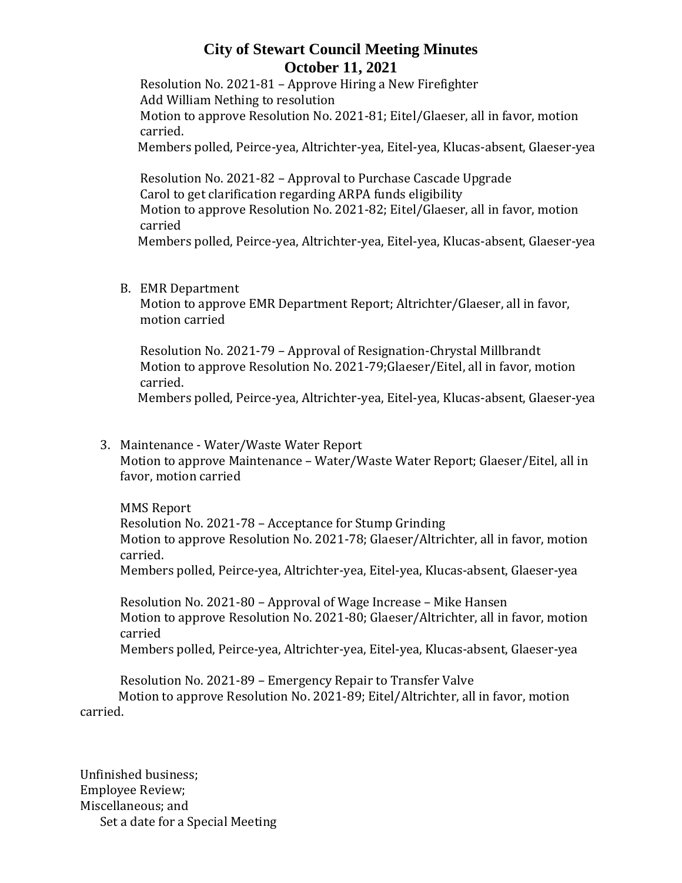# City of Stewart Council Meeting Minutes
# October 11, 2021

Resolution No. 2021-81 – Approve Hiring a New Firefighter
Add William Nething to resolution
Motion to approve Resolution No. 2021-81; Eitel/Glaeser, all in favor, motion carried.
Members polled, Peirce-yea, Altrichter-yea, Eitel-yea, Klucas-absent, Glaeser-yea

Resolution No. 2021-82 – Approval to Purchase Cascade Upgrade
Carol to get clarification regarding ARPA funds eligibility
Motion to approve Resolution No. 2021-82; Eitel/Glaeser, all in favor, motion carried
Members polled, Peirce-yea, Altrichter-yea, Eitel-yea, Klucas-absent, Glaeser-yea

B. EMR Department
Motion to approve EMR Department Report; Altrichter/Glaeser, all in favor, motion carried

Resolution No. 2021-79 – Approval of Resignation-Chrystal Millbrandt
Motion to approve Resolution No. 2021-79;Glaeser/Eitel, all in favor, motion carried.
Members polled, Peirce-yea, Altrichter-yea, Eitel-yea, Klucas-absent, Glaeser-yea

3. Maintenance - Water/Waste Water Report
Motion to approve Maintenance – Water/Waste Water Report; Glaeser/Eitel, all in favor, motion carried

MMS Report
Resolution No. 2021-78 – Acceptance for Stump Grinding
Motion to approve Resolution No. 2021-78; Glaeser/Altrichter, all in favor, motion carried.
Members polled, Peirce-yea, Altrichter-yea, Eitel-yea, Klucas-absent, Glaeser-yea

Resolution No. 2021-80 – Approval of Wage Increase – Mike Hansen
Motion to approve Resolution No. 2021-80; Glaeser/Altrichter, all in favor, motion carried
Members polled, Peirce-yea, Altrichter-yea, Eitel-yea, Klucas-absent, Glaeser-yea

Resolution No. 2021-89 – Emergency Repair to Transfer Valve
Motion to approve Resolution No. 2021-89; Eitel/Altrichter, all in favor, motion carried.

Unfinished business;
Employee Review;
Miscellaneous; and
Set a date for a Special Meeting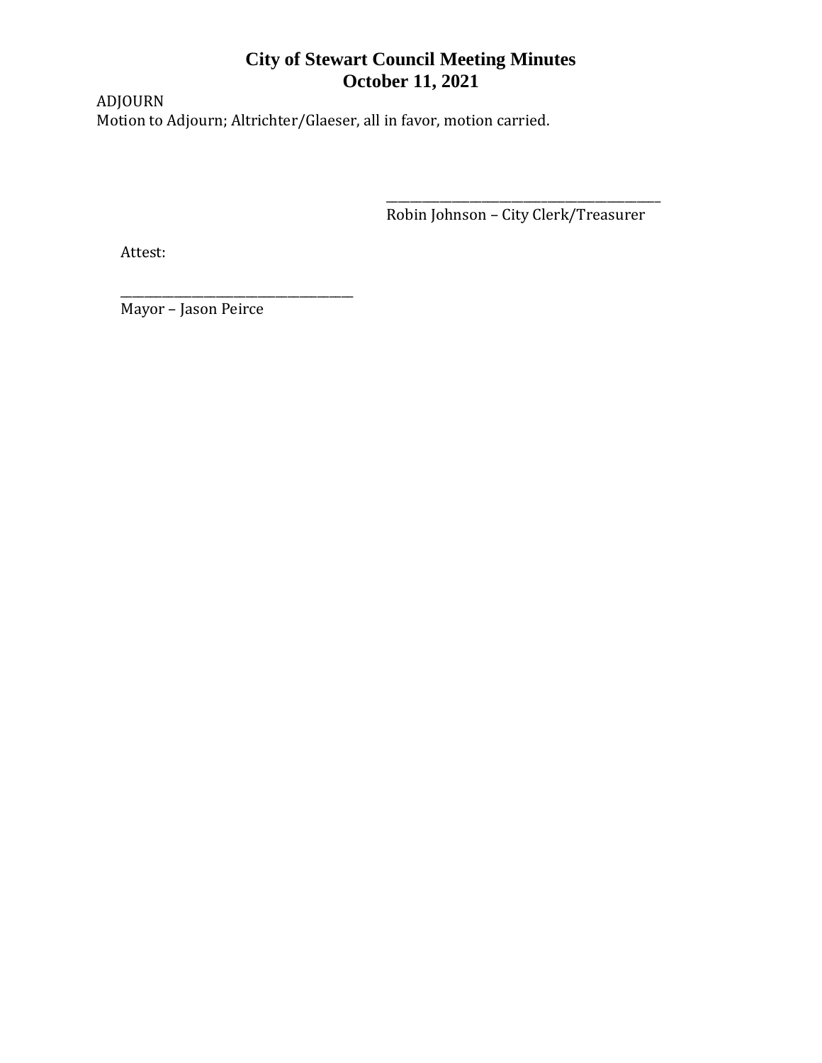ADJOURN
Motion to Adjourn; Altrichter/Glaeser, all in favor, motion carried.

\_\_\_\_\_\_\_\_\_\_\_\_\_\_\_\_\_\_\_\_\_\_\_\_\_\_\_\_\_\_\_\_\_\_\_\_\_\_\_\_
Robin Johnson – City Clerk/Treasurer

Attest:

\_\_\_\_\_\_\_\_\_\_\_\_\_\_\_\_\_\_\_\_\_\_\_\_\_\_\_\_\_\_\_\_\_\_\_\_
Mayor – Jason Peirce